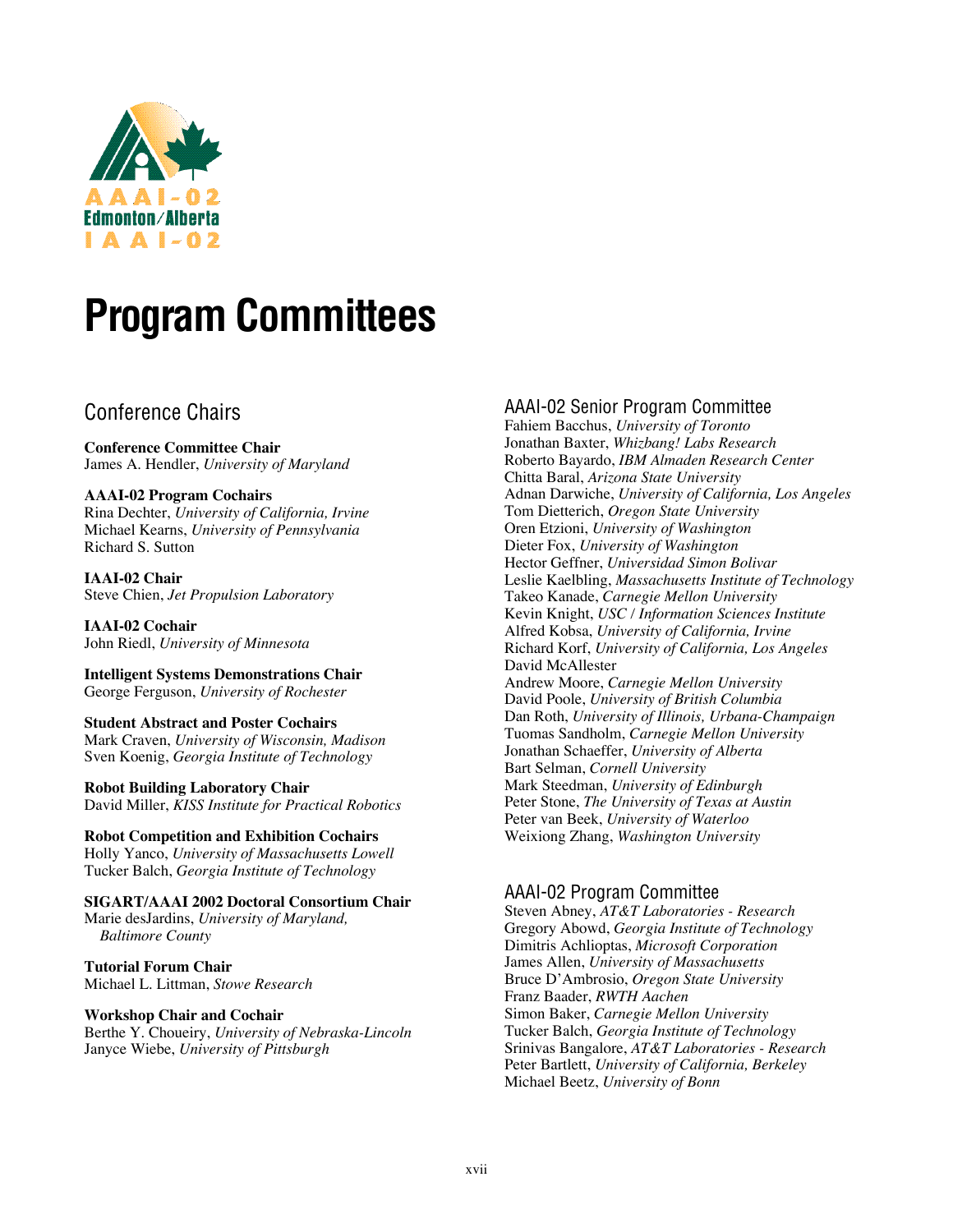# Program Committees

## Conference Chairs

**Conference Committee Chair**
James A. Hendler, *University of Maryland*

**AAAI-02 Program Cochairs**
Rina Dechter, *University of California, Irvine*
Michael Kearns, *University of Pennsylvania*
Richard S. Sutton

**IAAI-02 Chair**
Steve Chien, *Jet Propulsion Laboratory*

**IAAI-02 Cochair**
John Riedl, *University of Minnesota*

**Intelligent Systems Demonstrations Chair**
George Ferguson, *University of Rochester*

**Student Abstract and Poster Cochairs**
Mark Craven, *University of Wisconsin, Madison*
Sven Koenig, *Georgia Institute of Technology*

**Robot Building Laboratory Chair**
David Miller, *KISS Institute for Practical Robotics*

**Robot Competition and Exhibition Cochairs**
Holly Yanco, *University of Massachusetts Lowell*
Tucker Balch, *Georgia Institute of Technology*

**SIGART/AAAI 2002 Doctoral Consortium Chair**
Marie desJardins, *University of Maryland, Baltimore County*

**Tutorial Forum Chair**
Michael L. Littman, *Stowe Research*

**Workshop Chair and Cochair**
Berthe Y. Choueiry, *University of Nebraska-Lincoln*
Janyce Wiebe, *University of Pittsburgh*

## AAAI-02 Senior Program Committee

Fahiem Bacchus, *University of Toronto*
Jonathan Baxter, *Whizbang! Labs Research*
Roberto Bayardo, *IBM Almaden Research Center*
Chitta Baral, *Arizona State University*
Adnan Darwiche, *University of California, Los Angeles*
Tom Dietterich, *Oregon State University*
Oren Etzioni, *University of Washington*
Dieter Fox, *University of Washington*
Hector Geffner, *Universidad Simon Bolivar*
Leslie Kaelbling, *Massachusetts Institute of Technology*
Takeo Kanade, *Carnegie Mellon University*
Kevin Knight, *USC / Information Sciences Institute*
Alfred Kobsa, *University of California, Irvine*
Richard Korf, *University of California, Los Angeles*
David McAllester
Andrew Moore, *Carnegie Mellon University*
David Poole, *University of British Columbia*
Dan Roth, *University of Illinois, Urbana-Champaign*
Tuomas Sandholm, *Carnegie Mellon University*
Jonathan Schaeffer, *University of Alberta*
Bart Selman, *Cornell University*
Mark Steedman, *University of Edinburgh*
Peter Stone, *The University of Texas at Austin*
Peter van Beek, *University of Waterloo*
Weixiong Zhang, *Washington University*

## AAAI-02 Program Committee

Steven Abney, *AT&T Laboratories - Research*
Gregory Abowd, *Georgia Institute of Technology*
Dimitris Achlioptas, *Microsoft Corporation*
James Allen, *University of Massachusetts*
Bruce D'Ambrosio, *Oregon State University*
Franz Baader, *RWTH Aachen*
Simon Baker, *Carnegie Mellon University*
Tucker Balch, *Georgia Institute of Technology*
Srinivas Bangalore, *AT&T Laboratories - Research*
Peter Bartlett, *University of California, Berkeley*
Michael Beetz, *University of Bonn*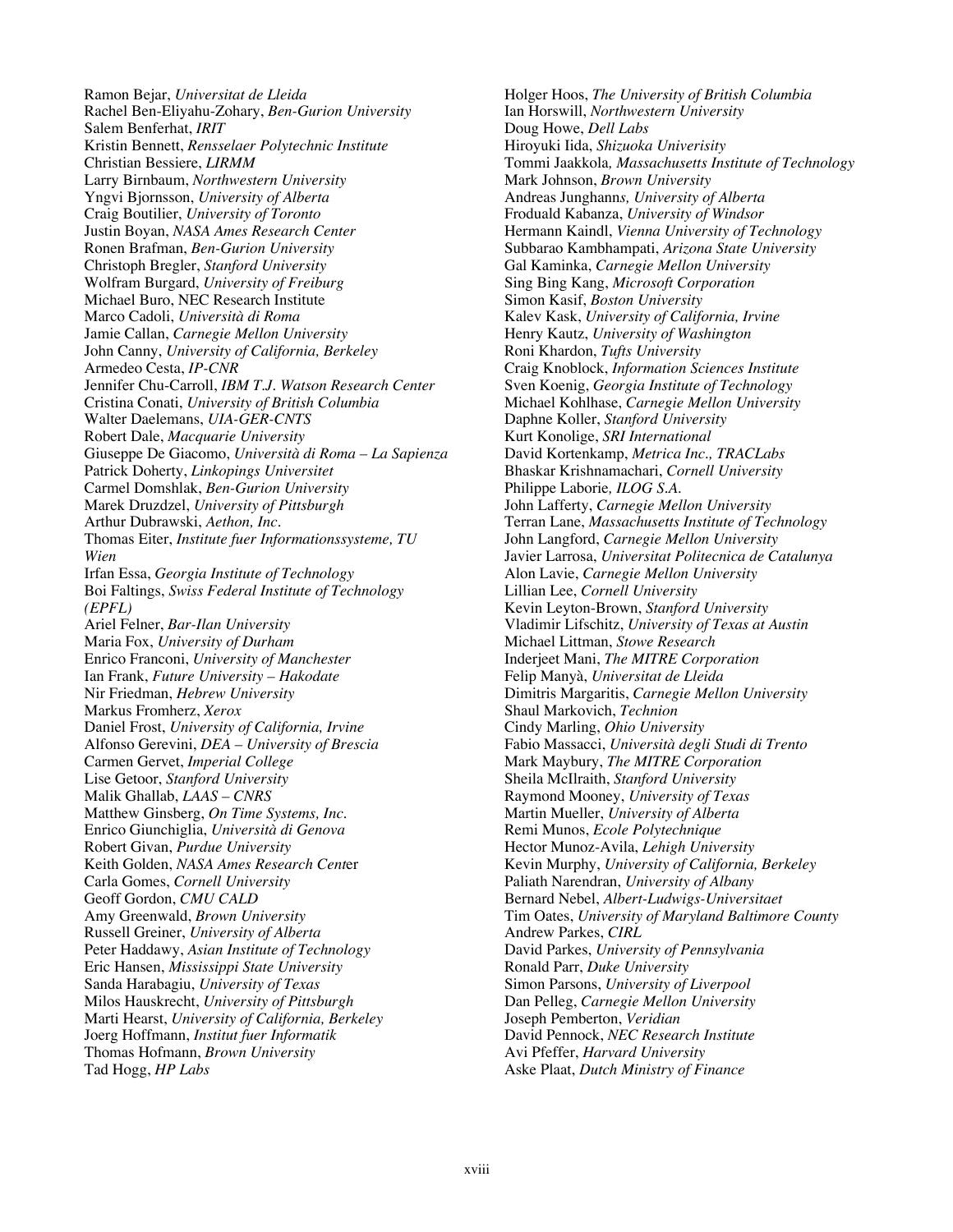Ramon Bejar, *Universitat de Lleida*
Rachel Ben-Eliyahu-Zohary, *Ben-Gurion University*
Salem Benferhat, *IRIT*
Kristin Bennett, *Rensselaer Polytechnic Institute*
Christian Bessiere, *LIRMM*
Larry Birnbaum, *Northwestern University*
Yngvi Bjornsson, *University of Alberta*
Craig Boutilier, *University of Toronto*
Justin Boyan, *NASA Ames Research Center*
Ronen Brafman, *Ben-Gurion University*
Christoph Bregler, *Stanford University*
Wolfram Burgard, *University of Freiburg*
Michael Buro, NEC Research Institute
Marco Cadoli, *Università di Roma*
Jamie Callan, *Carnegie Mellon University*
John Canny, *University of California, Berkeley*
Armedeo Cesta, *IP-CNR*
Jennifer Chu-Carroll, *IBM T.J. Watson Research Center*
Cristina Conati, *University of British Columbia*
Walter Daelemans, *UIA-GER-CNTS*
Robert Dale, *Macquarie University*
Giuseppe De Giacomo, *Università di Roma – La Sapienza*
Patrick Doherty, *Linkopings Universitet*
Carmel Domshlak, *Ben-Gurion University*
Marek Druzdzel, *University of Pittsburgh*
Arthur Dubrawski, *Aethon, Inc.*
Thomas Eiter, *Institute fuer Informationssysteme, TU Wien*
Irfan Essa, *Georgia Institute of Technology*
Boi Faltings, *Swiss Federal Institute of Technology (EPFL)*
Ariel Felner, *Bar-Ilan University*
Maria Fox, *University of Durham*
Enrico Franconi, *University of Manchester*
Ian Frank, *Future University – Hakodate*
Nir Friedman, *Hebrew University*
Markus Fromherz, *Xerox*
Daniel Frost, *University of California, Irvine*
Alfonso Gerevini, *DEA – University of Brescia*
Carmen Gervet, *Imperial College*
Lise Getoor, *Stanford University*
Malik Ghallab, *LAAS – CNRS*
Matthew Ginsberg, *On Time Systems, Inc.*
Enrico Giunchiglia, *Università di Genova*
Robert Givan, *Purdue University*
Keith Golden, *NASA Ames Research Center*
Carla Gomes, *Cornell University*
Geoff Gordon, *CMU CALD*
Amy Greenwald, *Brown University*
Russell Greiner, *University of Alberta*
Peter Haddawy, *Asian Institute of Technology*
Eric Hansen, *Mississippi State University*
Sanda Harabagiu, *University of Texas*
Milos Hauskrecht, *University of Pittsburgh*
Marti Hearst, *University of California, Berkeley*
Joerg Hoffmann, *Institut fuer Informatik*
Thomas Hofmann, *Brown University*
Tad Hogg, *HP Labs*
Holger Hoos, *The University of British Columbia*
Ian Horswill, *Northwestern University*
Doug Howe, *Dell Labs*
Hiroyuki Iida, *Shizuoka Univerisity*
Tommi Jaakkola, *Massachusetts Institute of Technology*
Mark Johnson, *Brown University*
Andreas Junghanns, *University of Alberta*
Froduald Kabanza, *University of Windsor*
Hermann Kaindl, *Vienna University of Technology*
Subbarao Kambhampati, *Arizona State University*
Gal Kaminka, *Carnegie Mellon University*
Sing Bing Kang, *Microsoft Corporation*
Simon Kasif, *Boston University*
Kalev Kask, *University of California, Irvine*
Henry Kautz, *University of Washington*
Roni Khardon, *Tufts University*
Craig Knoblock, *Information Sciences Institute*
Sven Koenig, *Georgia Institute of Technology*
Michael Kohlhase, *Carnegie Mellon University*
Daphne Koller, *Stanford University*
Kurt Konolige, *SRI International*
David Kortenkamp, *Metrica Inc., TRACLabs*
Bhaskar Krishnamachari, *Cornell University*
Philippe Laborie, *ILOG S.A.*
John Lafferty, *Carnegie Mellon University*
Terran Lane, *Massachusetts Institute of Technology*
John Langford, *Carnegie Mellon University*
Javier Larrosa, *Universitat Politecnica de Catalunya*
Alon Lavie, *Carnegie Mellon University*
Lillian Lee, *Cornell University*
Kevin Leyton-Brown, *Stanford University*
Vladimir Lifschitz, *University of Texas at Austin*
Michael Littman, *Stowe Research*
Inderjeet Mani, *The MITRE Corporation*
Felip Manyà, *Universitat de Lleida*
Dimitris Margaritis, *Carnegie Mellon University*
Shaul Markovich, *Technion*
Cindy Marling, *Ohio University*
Fabio Massacci, *Università degli Studi di Trento*
Mark Maybury, *The MITRE Corporation*
Sheila McIlraith, *Stanford University*
Raymond Mooney, *University of Texas*
Martin Mueller, *University of Alberta*
Remi Munos, *Ecole Polytechnique*
Hector Munoz-Avila, *Lehigh University*
Kevin Murphy, *University of California, Berkeley*
Paliath Narendran, *University of Albany*
Bernard Nebel, *Albert-Ludwigs-Universitaet*
Tim Oates, *University of Maryland Baltimore County*
Andrew Parkes, *CIRL*
David Parkes, *University of Pennsylvania*
Ronald Parr, *Duke University*
Simon Parsons, *University of Liverpool*
Dan Pelleg, *Carnegie Mellon University*
Joseph Pemberton, *Veridian*
David Pennock, *NEC Research Institute*
Avi Pfeffer, *Harvard University*
Aske Plaat, *Dutch Ministry of Finance*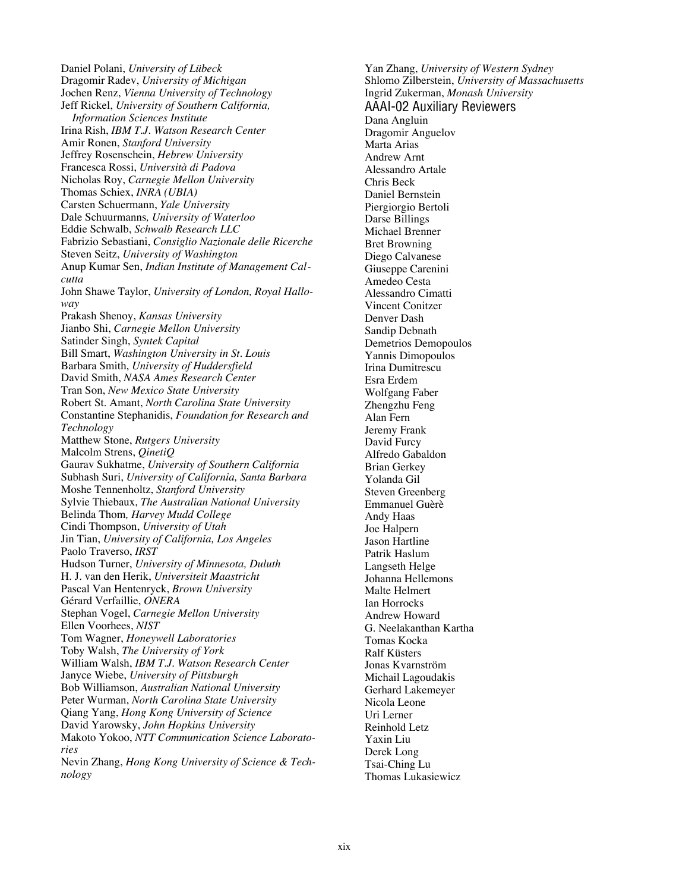Daniel Polani, *University of Lübeck*
Dragomir Radev, *University of Michigan*
Jochen Renz, *Vienna University of Technology*
Jeff Rickel, *University of Southern California, Information Sciences Institute*
Irina Rish, *IBM T.J. Watson Research Center*
Amir Ronen, *Stanford University*
Jeffrey Rosenschein, *Hebrew University*
Francesca Rossi, *Università di Padova*
Nicholas Roy, *Carnegie Mellon University*
Thomas Schiex, *INRA (UBIA)*
Carsten Schuermann, *Yale University*
Dale Schuurmanns*, University of Waterloo*
Eddie Schwalb, *Schwalb Research LLC*
Fabrizio Sebastiani, *Consiglio Nazionale delle Ricerche*
Steven Seitz, *University of Washington*
Anup Kumar Sen, *Indian Institute of Management Calcutta*
John Shawe Taylor, *University of London, Royal Holloway*
Prakash Shenoy, *Kansas University*
Jianbo Shi, *Carnegie Mellon University*
Satinder Singh, *Syntek Capital*
Bill Smart, *Washington University in St. Louis*
Barbara Smith, *University of Huddersfield*
David Smith, *NASA Ames Research Center*
Tran Son, *New Mexico State University*
Robert St. Amant, *North Carolina State University*
Constantine Stephanidis, *Foundation for Research and Technology*
Matthew Stone, *Rutgers University*
Malcolm Strens, *QinetiQ*
Gaurav Sukhatme, *University of Southern California*
Subhash Suri, *University of California, Santa Barbara*
Moshe Tennenholtz, *Stanford University*
Sylvie Thiebaux, *The Australian National University*
Belinda Thom*, Harvey Mudd College*
Cindi Thompson, *University of Utah*
Jin Tian, *University of California, Los Angeles*
Paolo Traverso, *IRST*
Hudson Turner, *University of Minnesota, Duluth*
H. J. van den Herik, *Universiteit Maastricht*
Pascal Van Hentenryck, *Brown University*
Gérard Verfaillie, *ONERA*
Stephan Vogel, *Carnegie Mellon University*
Ellen Voorhees, *NIST*
Tom Wagner, *Honeywell Laboratories*
Toby Walsh, *The University of York*
William Walsh, *IBM T.J. Watson Research Center*
Janyce Wiebe, *University of Pittsburgh*
Bob Williamson, *Australian National University*
Peter Wurman, *North Carolina State University*
Qiang Yang, *Hong Kong University of Science*
David Yarowsky, *John Hopkins University*
Makoto Yokoo, *NTT Communication Science Laboratories*
Nevin Zhang, *Hong Kong University of Science & Technology*
Yan Zhang, *University of Western Sydney*
Shlomo Zilberstein, *University of Massachusetts*
Ingrid Zukerman, *Monash University*

## AAAI-02 Auxiliary Reviewers

Dana Angluin
Dragomir Anguelov
Marta Arias
Andrew Arnt
Alessandro Artale
Chris Beck
Daniel Bernstein
Piergiorgio Bertoli
Darse Billings
Michael Brenner
Bret Browning
Diego Calvanese
Giuseppe Carenini
Amedeo Cesta
Alessandro Cimatti
Vincent Conitzer
Denver Dash
Sandip Debnath
Demetrios Demopoulos
Yannis Dimopoulos
Irina Dumitrescu
Esra Erdem
Wolfgang Faber
Zhengzhu Feng
Alan Fern
Jeremy Frank
David Furcy
Alfredo Gabaldon
Brian Gerkey
Yolanda Gil
Steven Greenberg
Emmanuel Guèrè
Andy Haas
Joe Halpern
Jason Hartline
Patrik Haslum
Langseth Helge
Johanna Hellemons
Malte Helmert
Ian Horrocks
Andrew Howard
G. Neelakanthan Kartha
Tomas Kocka
Ralf Küsters
Jonas Kvarnström
Michail Lagoudakis
Gerhard Lakemeyer
Nicola Leone
Uri Lerner
Reinhold Letz
Yaxin Liu
Derek Long
Tsai-Ching Lu
Thomas Lukasiewicz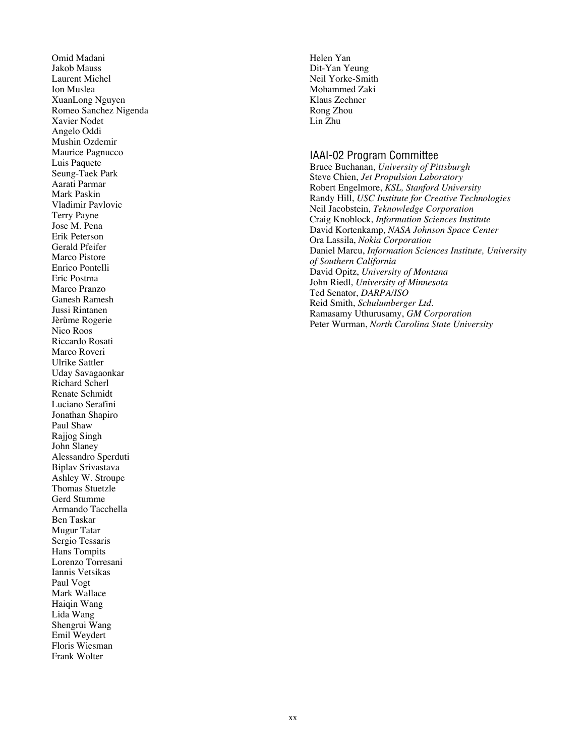Omid Madani
Jakob Mauss
Laurent Michel
Ion Muslea
XuanLong Nguyen
Romeo Sanchez Nigenda
Xavier Nodet
Angelo Oddi
Mushin Ozdemir
Maurice Pagnucco
Luis Paquete
Seung-Taek Park
Aarati Parmar
Mark Paskin
Vladimir Pavlovic
Terry Payne
Jose M. Pena
Erik Peterson
Gerald Pfeifer
Marco Pistore
Enrico Pontelli
Eric Postma
Marco Pranzo
Ganesh Ramesh
Jussi Rintanen
Jèrùme Rogerie
Nico Roos
Riccardo Rosati
Marco Roveri
Ulrike Sattler
Uday Savagaonkar
Richard Scherl
Renate Schmidt
Luciano Serafini
Jonathan Shapiro
Paul Shaw
Rajjog Singh
John Slaney
Alessandro Sperduti
Biplav Srivastava
Ashley W. Stroupe
Thomas Stuetzle
Gerd Stumme
Armando Tacchella
Ben Taskar
Mugur Tatar
Sergio Tessaris
Hans Tompits
Lorenzo Torresani
Iannis Vetsikas
Paul Vogt
Mark Wallace
Haiqin Wang
Lida Wang
Shengrui Wang
Emil Weydert
Floris Wiesman
Frank Wolter
Helen Yan
Dit-Yan Yeung
Neil Yorke-Smith
Mohammed Zaki
Klaus Zechner
Rong Zhou
Lin Zhu

## IAAI-02 Program Committee

Bruce Buchanan, *University of Pittsburgh*
Steve Chien, *Jet Propulsion Laboratory*
Robert Engelmore, *KSL, Stanford University*
Randy Hill, *USC Institute for Creative Technologies*
Neil Jacobstein, *Teknowledge Corporation*
Craig Knoblock, *Information Sciences Institute*
David Kortenkamp, *NASA Johnson Space Center*
Ora Lassila, *Nokia Corporation*
Daniel Marcu, *Information Sciences Institute, University of Southern California*
David Opitz, *University of Montana*
John Riedl, *University of Minnesota*
Ted Senator, *DARPA/ISO*
Reid Smith, *Schulumberger Ltd.*
Ramasamy Uthurusamy, *GM Corporation*
Peter Wurman, *North Carolina State University*